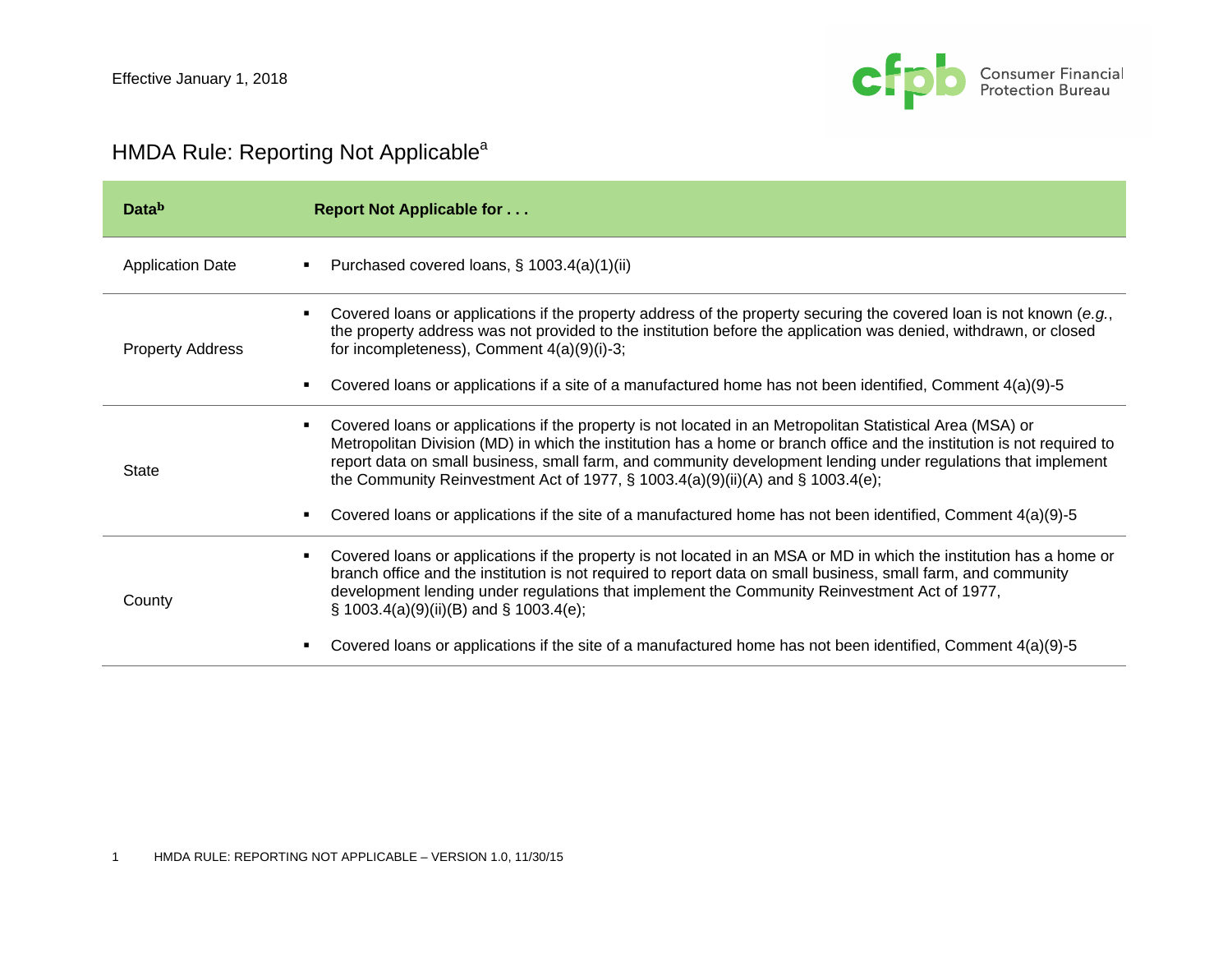Effective January 1, 2018

# HMDA Rule: Reporting Not Applicable[a]

| Data[b] | Report Not Applicable for . . . |
|---|---|
| Application Date | ▪ Purchased covered loans, § 1003.4(a)(1)(ii) |
| Property Address | ▪ Covered loans or applications if the property address of the property securing the covered loan is not known (*e.g.*, the property address was not provided to the institution before the application was denied, withdrawn, or closed for incompleteness), Comment 4(a)(9)(i)-3;<br>▪ Covered loans or applications if a site of a manufactured home has not been identified, Comment 4(a)(9)-5 |
| State | ▪ Covered loans or applications if the property is not located in an Metropolitan Statistical Area (MSA) or Metropolitan Division (MD) in which the institution has a home or branch office and the institution is not required to report data on small business, small farm, and community development lending under regulations that implement the Community Reinvestment Act of 1977, § 1003.4(a)(9)(ii)(A) and § 1003.4(e);<br>▪ Covered loans or applications if the site of a manufactured home has not been identified, Comment 4(a)(9)-5 |
| County | ▪ Covered loans or applications if the property is not located in an MSA or MD in which the institution has a home or branch office and the institution is not required to report data on small business, small farm, and community development lending under regulations that implement the Community Reinvestment Act of 1977, § 1003.4(a)(9)(ii)(B) and § 1003.4(e);<br>▪ Covered loans or applications if the site of a manufactured home has not been identified, Comment 4(a)(9)-5 |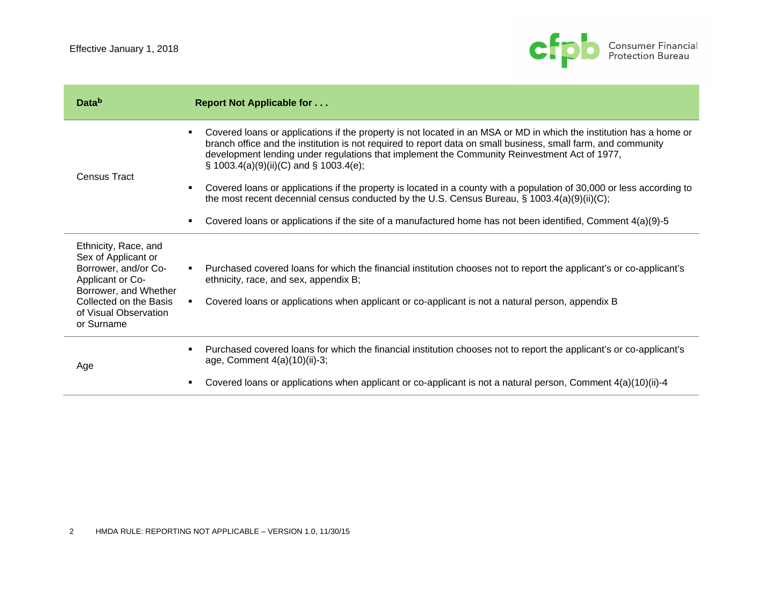| Data[b] | Report Not Applicable for . . . |
|---|---|
| Census Tract | ▪ Covered loans or applications if the property is not located in an MSA or MD in which the institution has a home or branch office and the institution is not required to report data on small business, small farm, and community development lending under regulations that implement the Community Reinvestment Act of 1977, § 1003.4(a)(9)(ii)(C) and § 1003.4(e);<br>▪ Covered loans or applications if the property is located in a county with a population of 30,000 or less according to the most recent decennial census conducted by the U.S. Census Bureau, § 1003.4(a)(9)(ii)(C);<br>▪ Covered loans or applications if the site of a manufactured home has not been identified, Comment 4(a)(9)-5 |
| Ethnicity, Race, and Sex of Applicant or Borrower, and/or Co-Applicant or Co-Borrower, and Whether Collected on the Basis of Visual Observation or Surname | ▪ Purchased covered loans for which the financial institution chooses not to report the applicant's or co-applicant's ethnicity, race, and sex, appendix B;<br>▪ Covered loans or applications when applicant or co-applicant is not a natural person, appendix B |
| Age | ▪ Purchased covered loans for which the financial institution chooses not to report the applicant's or co-applicant's age, Comment 4(a)(10)(ii)-3;<br>▪ Covered loans or applications when applicant or co-applicant is not a natural person, Comment 4(a)(10)(ii)-4 |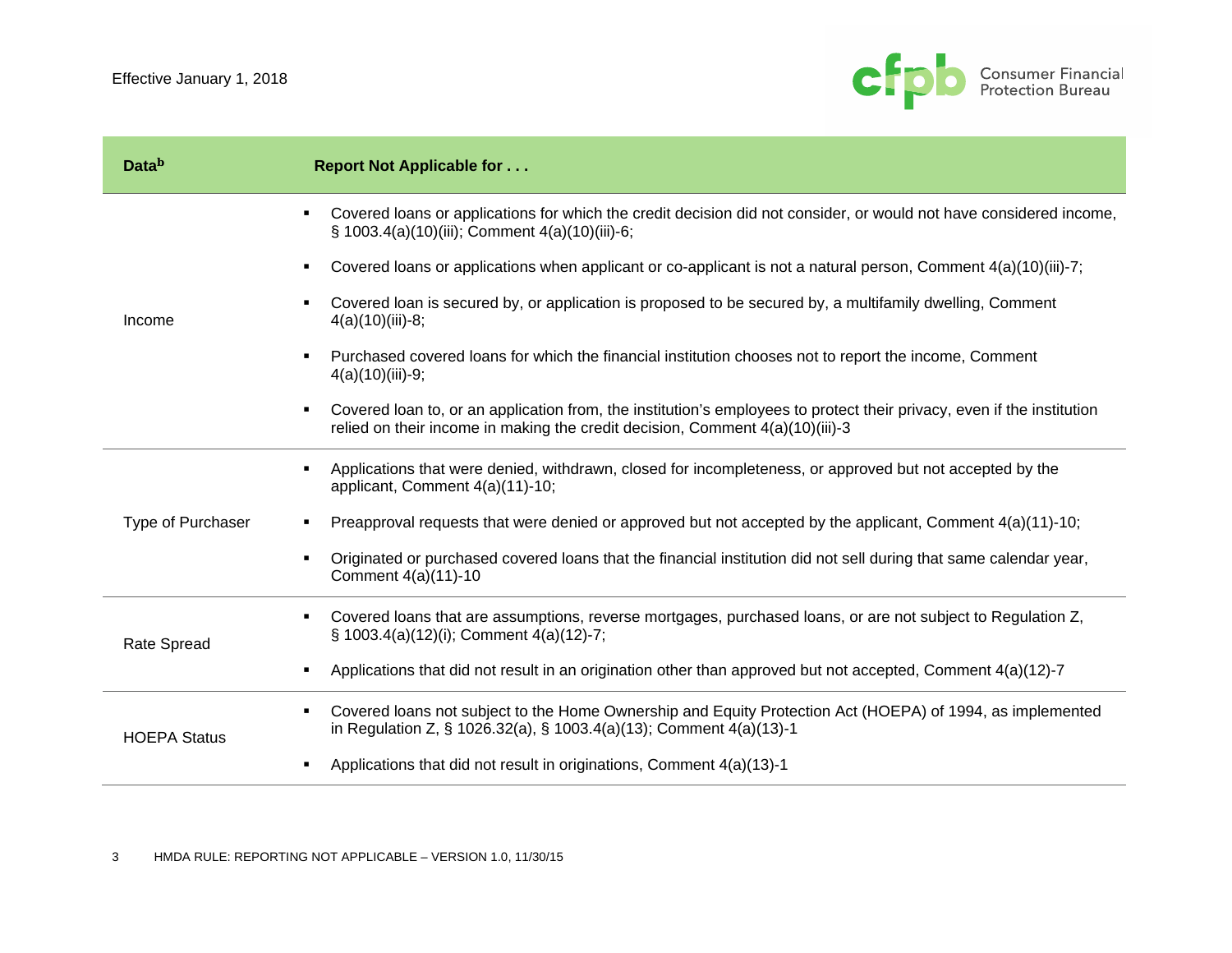| Data[b] | Report Not Applicable for . . . |
|---|---|
| Income | ▪ Covered loans or applications for which the credit decision did not consider, or would not have considered income, § 1003.4(a)(10)(iii); Comment 4(a)(10)(iii)-6;<br>▪ Covered loans or applications when applicant or co-applicant is not a natural person, Comment 4(a)(10)(iii)-7;<br>▪ Covered loan is secured by, or application is proposed to be secured by, a multifamily dwelling, Comment 4(a)(10)(iii)-8;<br>▪ Purchased covered loans for which the financial institution chooses not to report the income, Comment 4(a)(10)(iii)-9;<br>▪ Covered loan to, or an application from, the institution's employees to protect their privacy, even if the institution relied on their income in making the credit decision, Comment 4(a)(10)(iii)-3 |
| Type of Purchaser | ▪ Applications that were denied, withdrawn, closed for incompleteness, or approved but not accepted by the applicant, Comment 4(a)(11)-10;<br>▪ Preapproval requests that were denied or approved but not accepted by the applicant, Comment 4(a)(11)-10;<br>▪ Originated or purchased covered loans that the financial institution did not sell during that same calendar year, Comment 4(a)(11)-10 |
| Rate Spread | ▪ Covered loans that are assumptions, reverse mortgages, purchased loans, or are not subject to Regulation Z, § 1003.4(a)(12)(i); Comment 4(a)(12)-7;<br>▪ Applications that did not result in an origination other than approved but not accepted, Comment 4(a)(12)-7 |
| HOEPA Status | ▪ Covered loans not subject to the Home Ownership and Equity Protection Act (HOEPA) of 1994, as implemented in Regulation Z, § 1026.32(a), § 1003.4(a)(13); Comment 4(a)(13)-1<br>▪ Applications that did not result in originations, Comment 4(a)(13)-1 |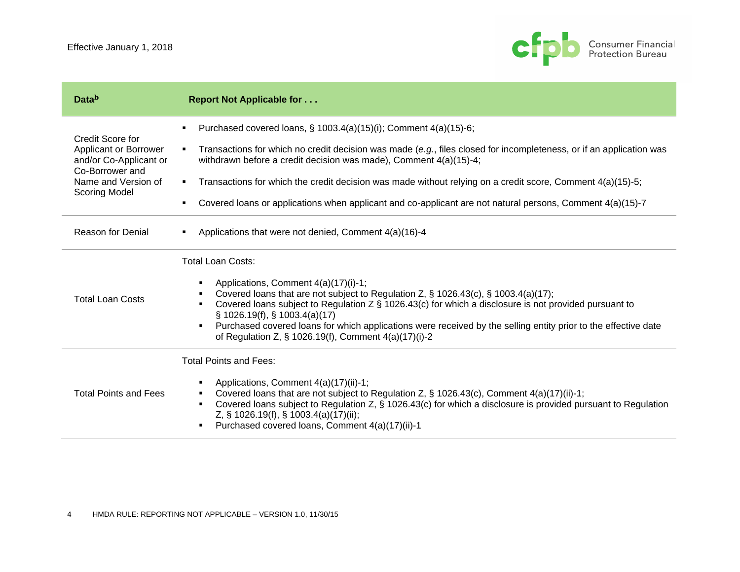| Data[b] | Report Not Applicable for . . . |
|---|---|
| Credit Score for Applicant or Borrower and/or Co-Applicant or Co-Borrower and Name and Version of Scoring Model | ▪ Purchased covered loans, § 1003.4(a)(15)(i); Comment 4(a)(15)-6;<br>▪ Transactions for which no credit decision was made (*e.g.*, files closed for incompleteness, or if an application was withdrawn before a credit decision was made), Comment 4(a)(15)-4;<br>▪ Transactions for which the credit decision was made without relying on a credit score, Comment 4(a)(15)-5;<br>▪ Covered loans or applications when applicant and co-applicant are not natural persons, Comment 4(a)(15)-7 |
| Reason for Denial | ▪ Applications that were not denied, Comment 4(a)(16)-4 |
| Total Loan Costs | Total Loan Costs:<br>▪ Applications, Comment 4(a)(17)(i)-1;<br>▪ Covered loans that are not subject to Regulation Z, § 1026.43(c), § 1003.4(a)(17);<br>▪ Covered loans subject to Regulation Z § 1026.43(c) for which a disclosure is not provided pursuant to § 1026.19(f), § 1003.4(a)(17)<br>▪ Purchased covered loans for which applications were received by the selling entity prior to the effective date of Regulation Z, § 1026.19(f), Comment 4(a)(17)(i)-2 |
| Total Points and Fees | Total Points and Fees:<br>▪ Applications, Comment 4(a)(17)(ii)-1;<br>▪ Covered loans that are not subject to Regulation Z, § 1026.43(c), Comment 4(a)(17)(ii)-1;<br>▪ Covered loans subject to Regulation Z, § 1026.43(c) for which a disclosure is provided pursuant to Regulation Z, § 1026.19(f), § 1003.4(a)(17)(ii);<br>▪ Purchased covered loans, Comment 4(a)(17)(ii)-1 |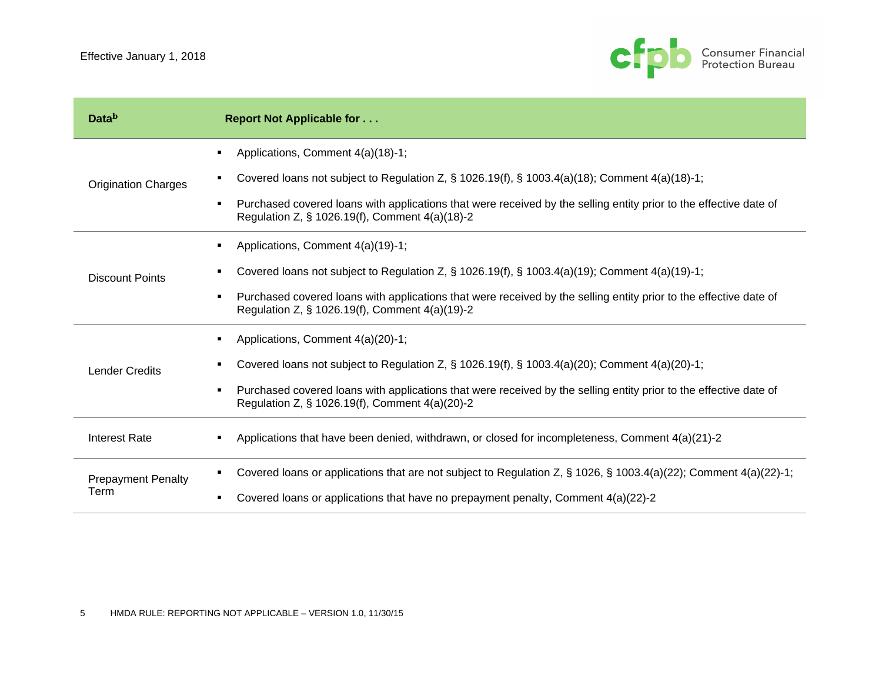| Data[b] | Report Not Applicable for . . . |
| --- | --- |
| Origination Charges | ▪ Applications, Comment 4(a)(18)-1;<br>▪ Covered loans not subject to Regulation Z, § 1026.19(f), § 1003.4(a)(18); Comment 4(a)(18)-1;<br>▪ Purchased covered loans with applications that were received by the selling entity prior to the effective date of Regulation Z, § 1026.19(f), Comment 4(a)(18)-2 |
| Discount Points | ▪ Applications, Comment 4(a)(19)-1;<br>▪ Covered loans not subject to Regulation Z, § 1026.19(f), § 1003.4(a)(19); Comment 4(a)(19)-1;<br>▪ Purchased covered loans with applications that were received by the selling entity prior to the effective date of Regulation Z, § 1026.19(f), Comment 4(a)(19)-2 |
| Lender Credits | ▪ Applications, Comment 4(a)(20)-1;<br>▪ Covered loans not subject to Regulation Z, § 1026.19(f), § 1003.4(a)(20); Comment 4(a)(20)-1;<br>▪ Purchased covered loans with applications that were received by the selling entity prior to the effective date of Regulation Z, § 1026.19(f), Comment 4(a)(20)-2 |
| Interest Rate | ▪ Applications that have been denied, withdrawn, or closed for incompleteness, Comment 4(a)(21)-2 |
| Prepayment Penalty Term | ▪ Covered loans or applications that are not subject to Regulation Z, § 1026, § 1003.4(a)(22); Comment 4(a)(22)-1;<br>▪ Covered loans or applications that have no prepayment penalty, Comment 4(a)(22)-2 |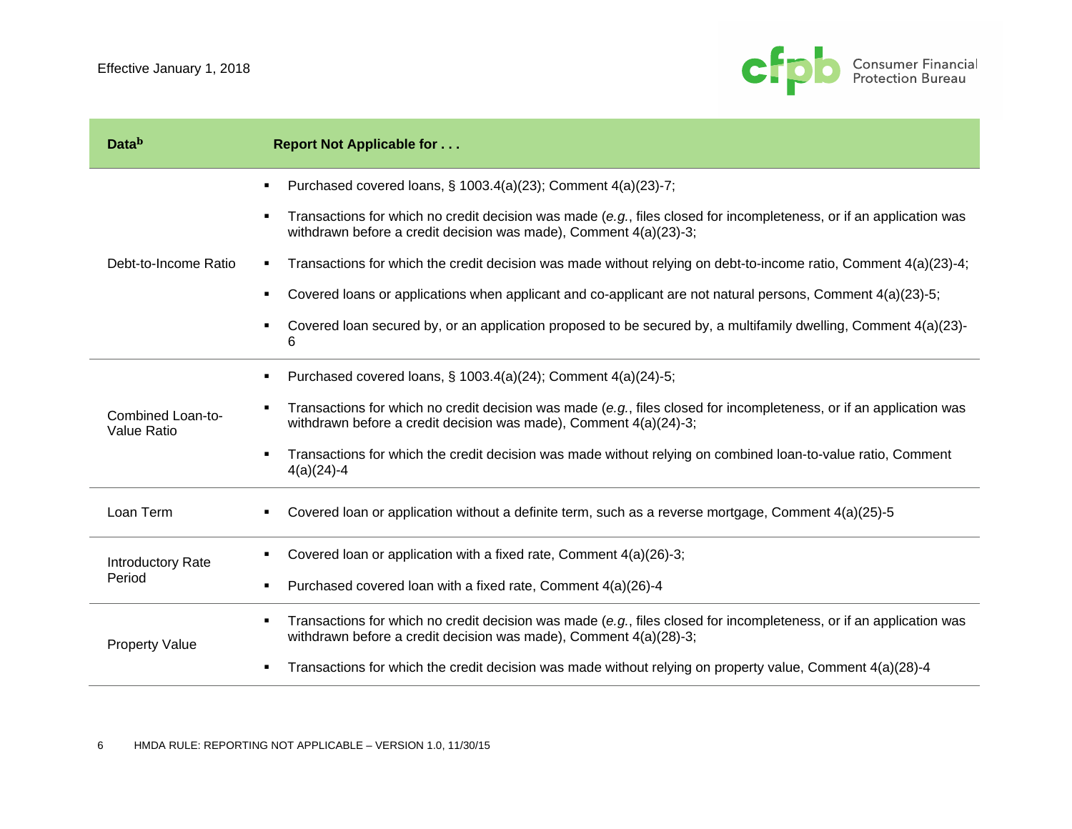| Data[b] | Report Not Applicable for . . . |
| --- | --- |
| Debt-to-Income Ratio | ▪ Purchased covered loans, § 1003.4(a)(23); Comment 4(a)(23)-7;<br>▪ Transactions for which no credit decision was made (*e.g.*, files closed for incompleteness, or if an application was withdrawn before a credit decision was made), Comment 4(a)(23)-3;<br>▪ Transactions for which the credit decision was made without relying on debt-to-income ratio, Comment 4(a)(23)-4;<br>▪ Covered loans or applications when applicant and co-applicant are not natural persons, Comment 4(a)(23)-5;<br>▪ Covered loan secured by, or an application proposed to be secured by, a multifamily dwelling, Comment 4(a)(23)-6 |
| Combined Loan-to-Value Ratio | ▪ Purchased covered loans, § 1003.4(a)(24); Comment 4(a)(24)-5;<br>▪ Transactions for which no credit decision was made (*e.g.*, files closed for incompleteness, or if an application was withdrawn before a credit decision was made), Comment 4(a)(24)-3;<br>▪ Transactions for which the credit decision was made without relying on combined loan-to-value ratio, Comment 4(a)(24)-4 |
| Loan Term | ▪ Covered loan or application without a definite term, such as a reverse mortgage, Comment 4(a)(25)-5 |
| Introductory Rate Period | ▪ Covered loan or application with a fixed rate, Comment 4(a)(26)-3;<br>▪ Purchased covered loan with a fixed rate, Comment 4(a)(26)-4 |
| Property Value | ▪ Transactions for which no credit decision was made (*e.g.*, files closed for incompleteness, or if an application was withdrawn before a credit decision was made), Comment 4(a)(28)-3;<br>▪ Transactions for which the credit decision was made without relying on property value, Comment 4(a)(28)-4 |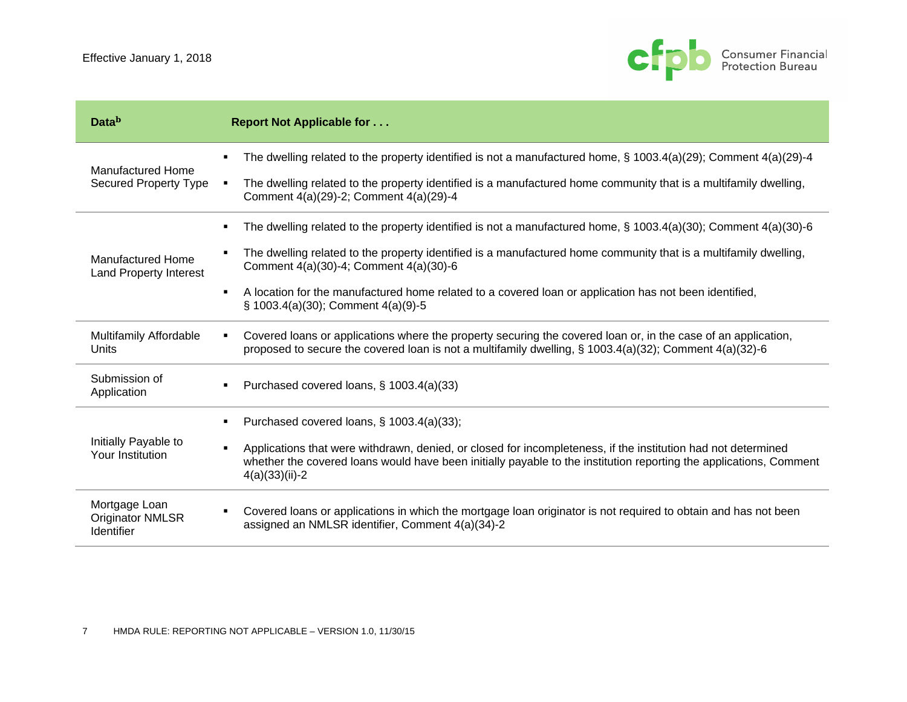| Data[b] | Report Not Applicable for . . . |
| --- | --- |
| Manufactured Home Secured Property Type | ▪ The dwelling related to the property identified is not a manufactured home, § 1003.4(a)(29); Comment 4(a)(29)-4<br>▪ The dwelling related to the property identified is a manufactured home community that is a multifamily dwelling, Comment 4(a)(29)-2; Comment 4(a)(29)-4 |
| Manufactured Home Land Property Interest | ▪ The dwelling related to the property identified is not a manufactured home, § 1003.4(a)(30); Comment 4(a)(30)-6<br>▪ The dwelling related to the property identified is a manufactured home community that is a multifamily dwelling, Comment 4(a)(30)-4; Comment 4(a)(30)-6<br>▪ A location for the manufactured home related to a covered loan or application has not been identified, § 1003.4(a)(30); Comment 4(a)(9)-5 |
| Multifamily Affordable Units | ▪ Covered loans or applications where the property securing the covered loan or, in the case of an application, proposed to secure the covered loan is not a multifamily dwelling, § 1003.4(a)(32); Comment 4(a)(32)-6 |
| Submission of Application | ▪ Purchased covered loans, § 1003.4(a)(33) |
| Initially Payable to Your Institution | ▪ Purchased covered loans, § 1003.4(a)(33);<br>▪ Applications that were withdrawn, denied, or closed for incompleteness, if the institution had not determined whether the covered loans would have been initially payable to the institution reporting the applications, Comment 4(a)(33)(ii)-2 |
| Mortgage Loan Originator NMLSR Identifier | ▪ Covered loans or applications in which the mortgage loan originator is not required to obtain and has not been assigned an NMLSR identifier, Comment 4(a)(34)-2 |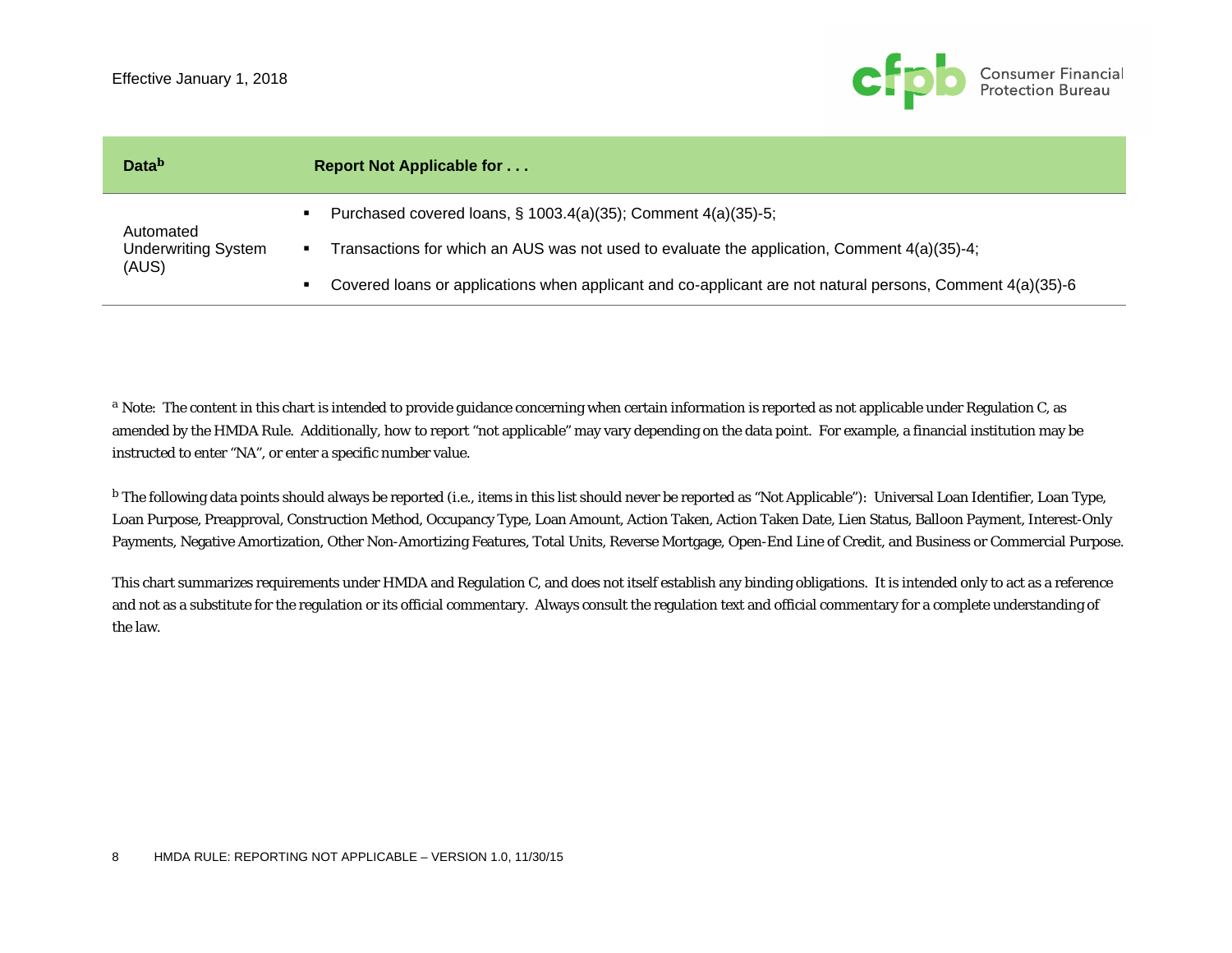| Data[b] | Report Not Applicable for . . . |
|---|---|
| Automated Underwriting System (AUS) | ▪ Purchased covered loans, § 1003.4(a)(35); Comment 4(a)(35)-5;<br>▪ Transactions for which an AUS was not used to evaluate the application, Comment 4(a)(35)-4;<br>▪ Covered loans or applications when applicant and co-applicant are not natural persons, Comment 4(a)(35)-6 |

[a] Note: The content in this chart is intended to provide guidance concerning when certain information is reported as not applicable under Regulation C, as amended by the HMDA Rule. Additionally, how to report "not applicable" may vary depending on the data point. For example, a financial institution may be instructed to enter "NA", or enter a specific number value.

[b] The following data points should always be reported (i.e., items in this list should never be reported as "Not Applicable"): Universal Loan Identifier, Loan Type, Loan Purpose, Preapproval, Construction Method, Occupancy Type, Loan Amount, Action Taken, Action Taken Date, Lien Status, Balloon Payment, Interest-Only Payments, Negative Amortization, Other Non-Amortizing Features, Total Units, Reverse Mortgage, Open-End Line of Credit, and Business or Commercial Purpose.

This chart summarizes requirements under HMDA and Regulation C, and does not itself establish any binding obligations. It is intended only to act as a reference and not as a substitute for the regulation or its official commentary. Always consult the regulation text and official commentary for a complete understanding of the law.